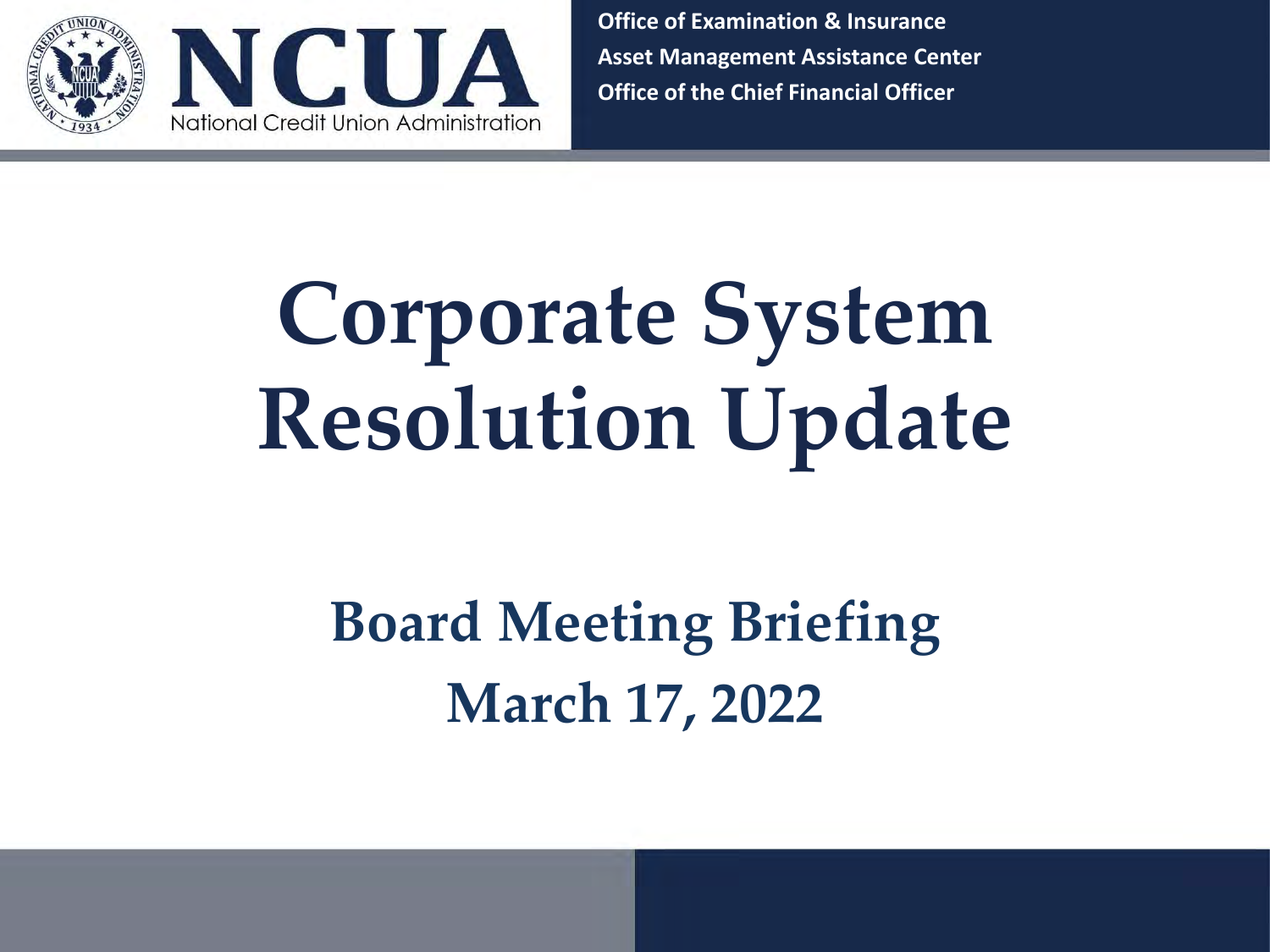NCUA
National Credit Union Administration

Office of Examination & Insurance
Asset Management Assistance Center
Office of the Chief Financial Officer

# Corporate System Resolution Update

## Board Meeting Briefing
## March 17, 2022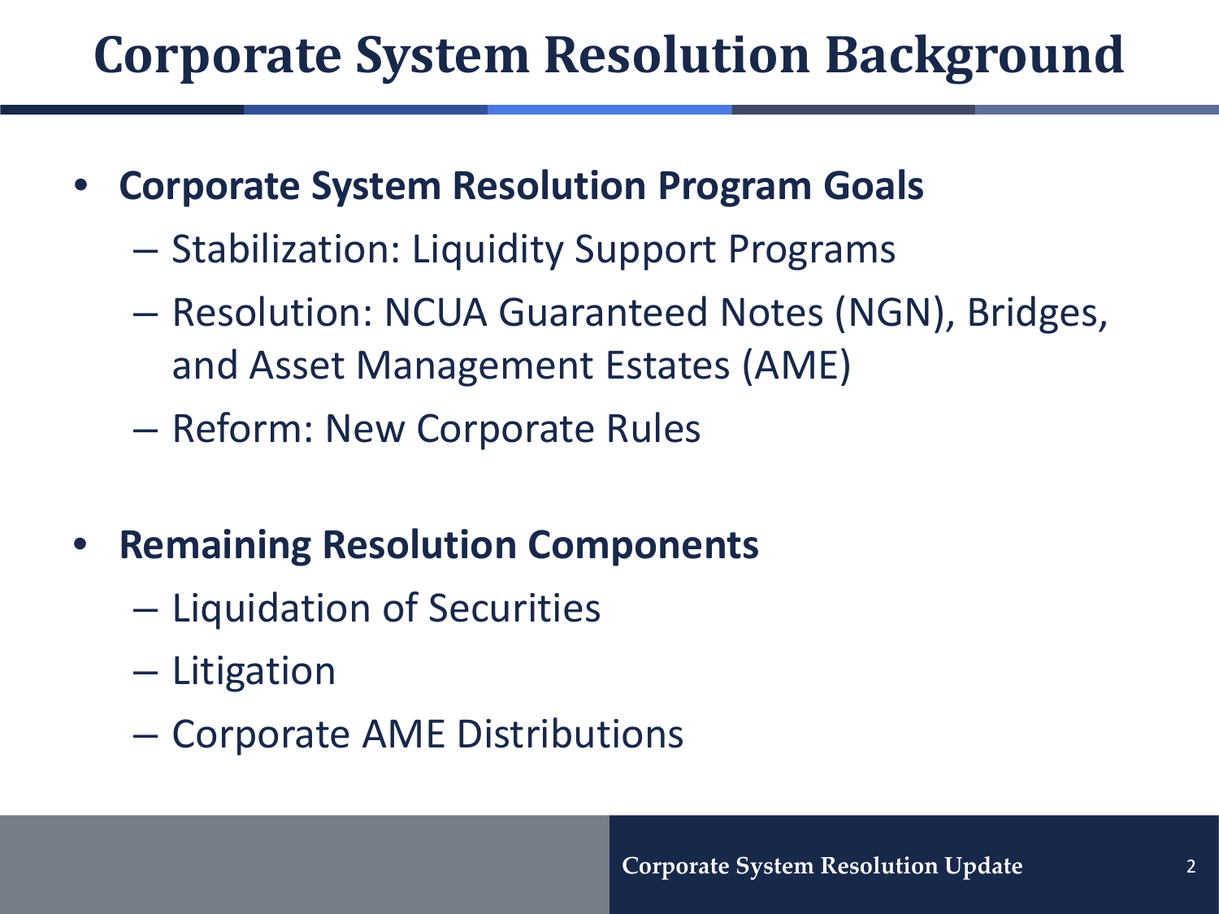# Corporate System Resolution Background

- **Corporate System Resolution Program Goals**
  - Stabilization: Liquidity Support Programs
  - Resolution: NCUA Guaranteed Notes (NGN), Bridges, and Asset Management Estates (AME)
  - Reform: New Corporate Rules

- **Remaining Resolution Components**
  - Liquidation of Securities
  - Litigation
  - Corporate AME Distributions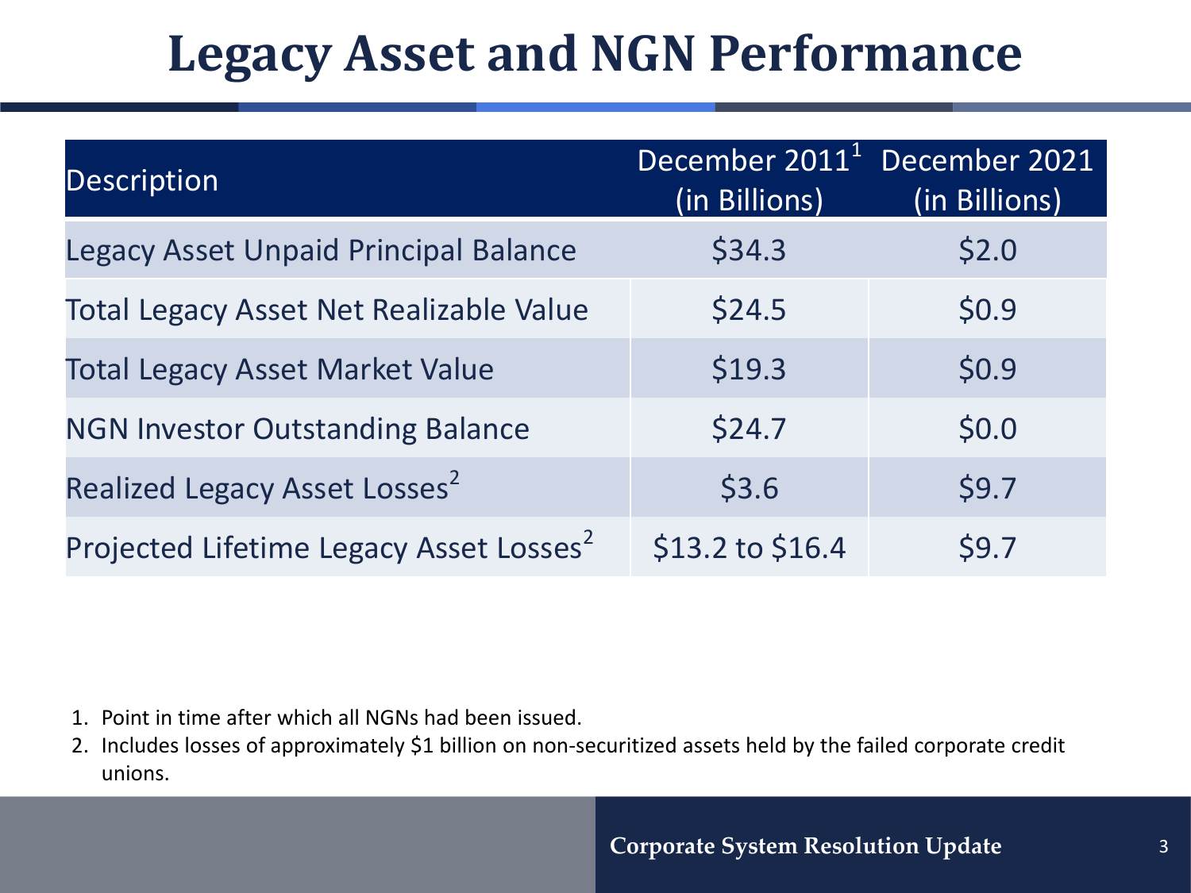# Legacy Asset and NGN Performance

| Description | December 2011[1] (in Billions) | December 2021 (in Billions) |
|---|---|---|
| Legacy Asset Unpaid Principal Balance | $34.3 | $2.0 |
| Total Legacy Asset Net Realizable Value | $24.5 | $0.9 |
| Total Legacy Asset Market Value | $19.3 | $0.9 |
| NGN Investor Outstanding Balance | $24.7 | $0.0 |
| Realized Legacy Asset Losses[2] | $3.6 | $9.7 |
| Projected Lifetime Legacy Asset Losses[2] | $13.2 to $16.4 | $9.7 |

1. Point in time after which all NGNs had been issued.
2. Includes losses of approximately $1 billion on non-securitized assets held by the failed corporate credit unions.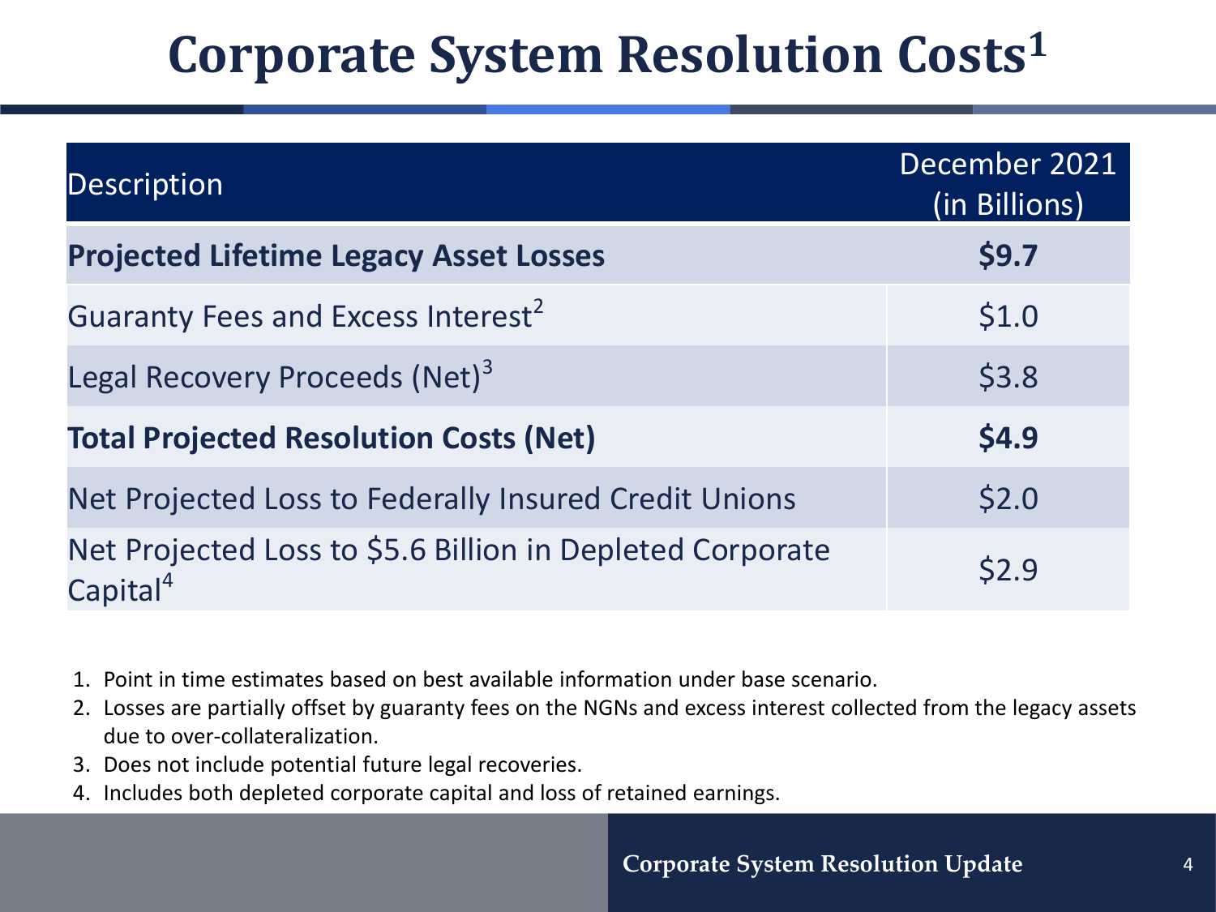# Corporate System Resolution Costs[1]

| Description | December 2021 (in Billions) |
|---|---|
| **Projected Lifetime Legacy Asset Losses** | **$9.7** |
| Guaranty Fees and Excess Interest[2] | $1.0 |
| Legal Recovery Proceeds (Net)[3] | $3.8 |
| **Total Projected Resolution Costs (Net)** | **$4.9** |
| Net Projected Loss to Federally Insured Credit Unions | $2.0 |
| Net Projected Loss to $5.6 Billion in Depleted Corporate Capital[4] | $2.9 |

1. Point in time estimates based on best available information under base scenario.
2. Losses are partially offset by guaranty fees on the NGNs and excess interest collected from the legacy assets due to over-collateralization.
3. Does not include potential future legal recoveries.
4. Includes both depleted corporate capital and loss of retained earnings.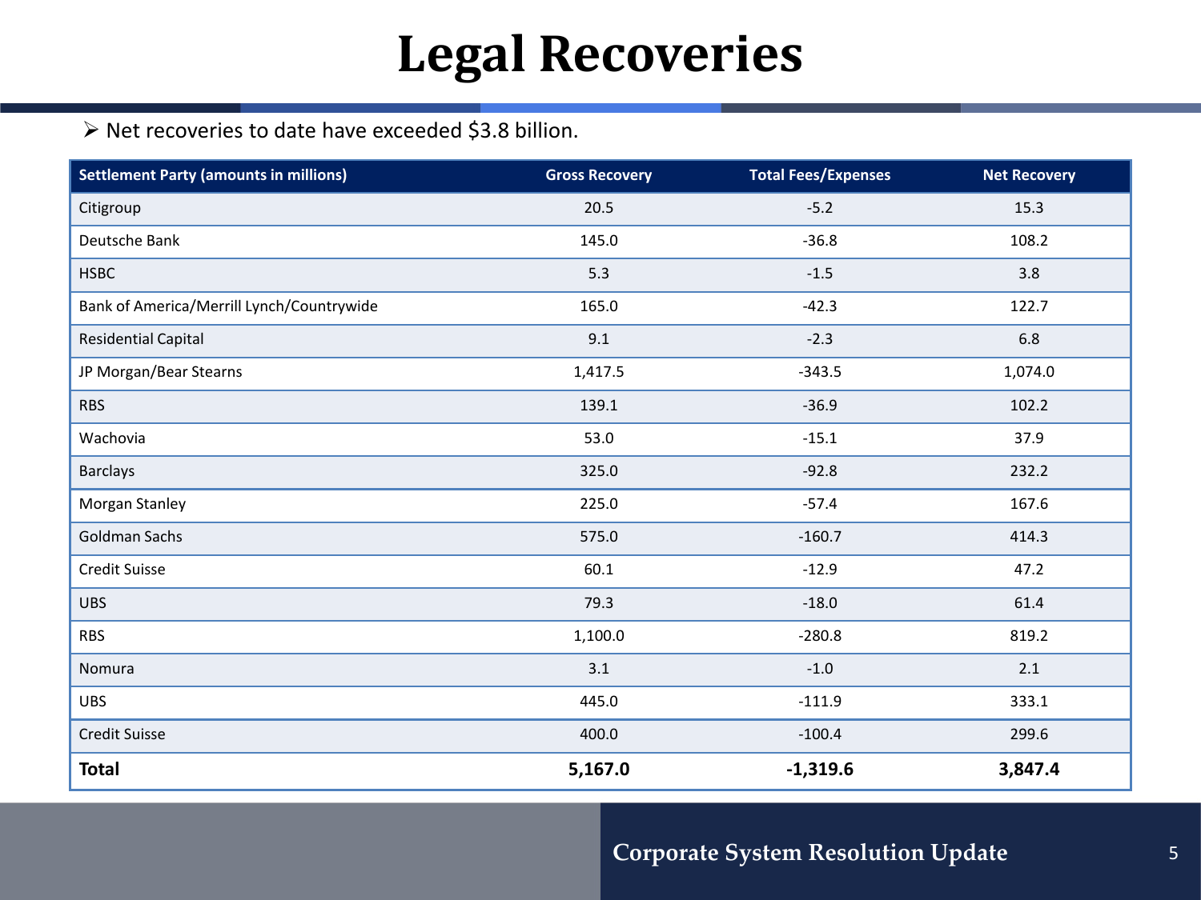# Legal Recoveries

- Net recoveries to date have exceeded $3.8 billion.

| Settlement Party (amounts in millions) | Gross Recovery | Total Fees/Expenses | Net Recovery |
|---|---|---|---|
| Citigroup | 20.5 | -5.2 | 15.3 |
| Deutsche Bank | 145.0 | -36.8 | 108.2 |
| HSBC | 5.3 | -1.5 | 3.8 |
| Bank of America/Merrill Lynch/Countrywide | 165.0 | -42.3 | 122.7 |
| Residential Capital | 9.1 | -2.3 | 6.8 |
| JP Morgan/Bear Stearns | 1,417.5 | -343.5 | 1,074.0 |
| RBS | 139.1 | -36.9 | 102.2 |
| Wachovia | 53.0 | -15.1 | 37.9 |
| Barclays | 325.0 | -92.8 | 232.2 |
| Morgan Stanley | 225.0 | -57.4 | 167.6 |
| Goldman Sachs | 575.0 | -160.7 | 414.3 |
| Credit Suisse | 60.1 | -12.9 | 47.2 |
| UBS | 79.3 | -18.0 | 61.4 |
| RBS | 1,100.0 | -280.8 | 819.2 |
| Nomura | 3.1 | -1.0 | 2.1 |
| UBS | 445.0 | -111.9 | 333.1 |
| Credit Suisse | 400.0 | -100.4 | 299.6 |
| **Total** | **5,167.0** | **-1,319.6** | **3,847.4** |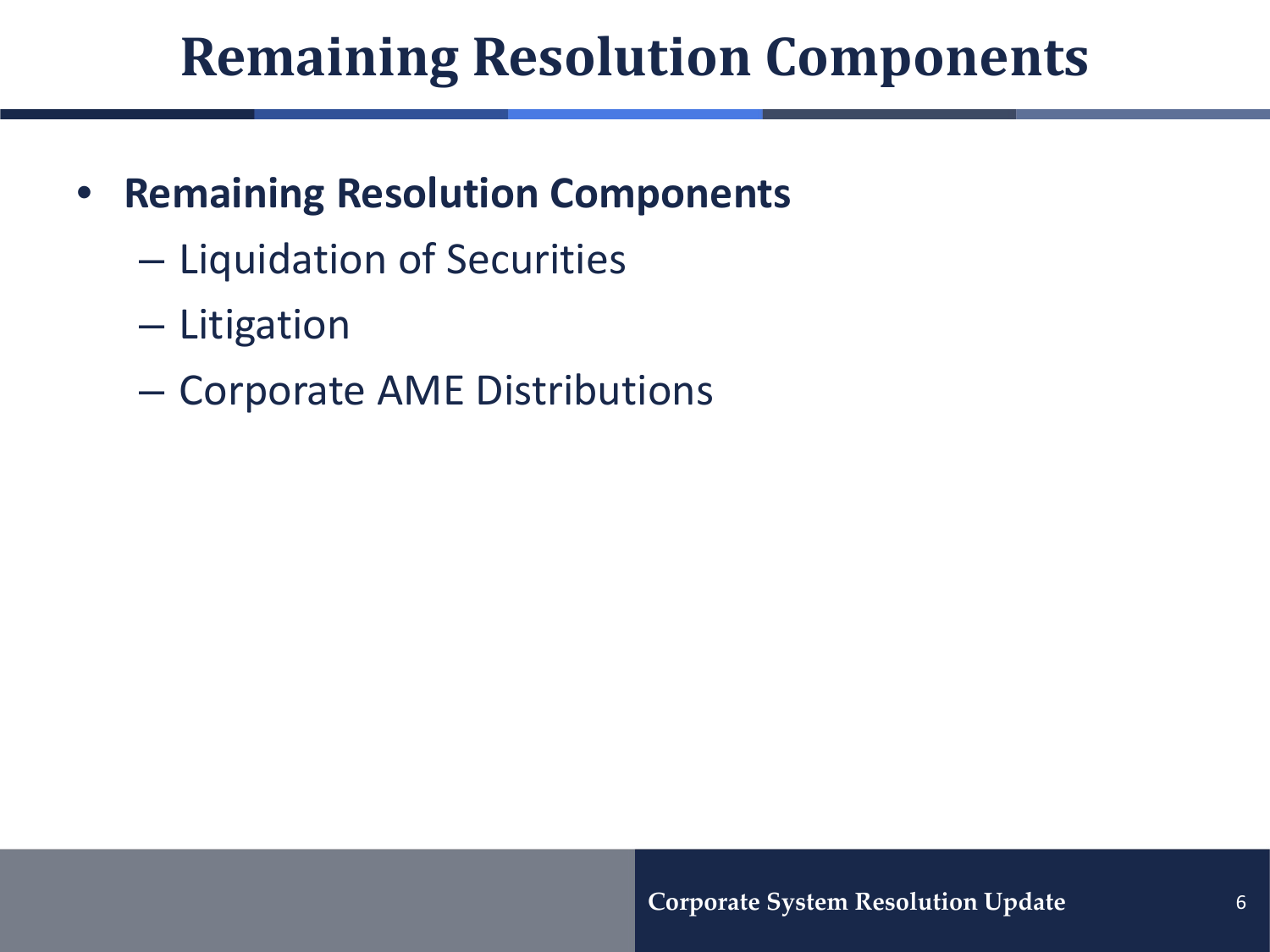# Remaining Resolution Components

- **Remaining Resolution Components**
  - Liquidation of Securities
  - Litigation
  - Corporate AME Distributions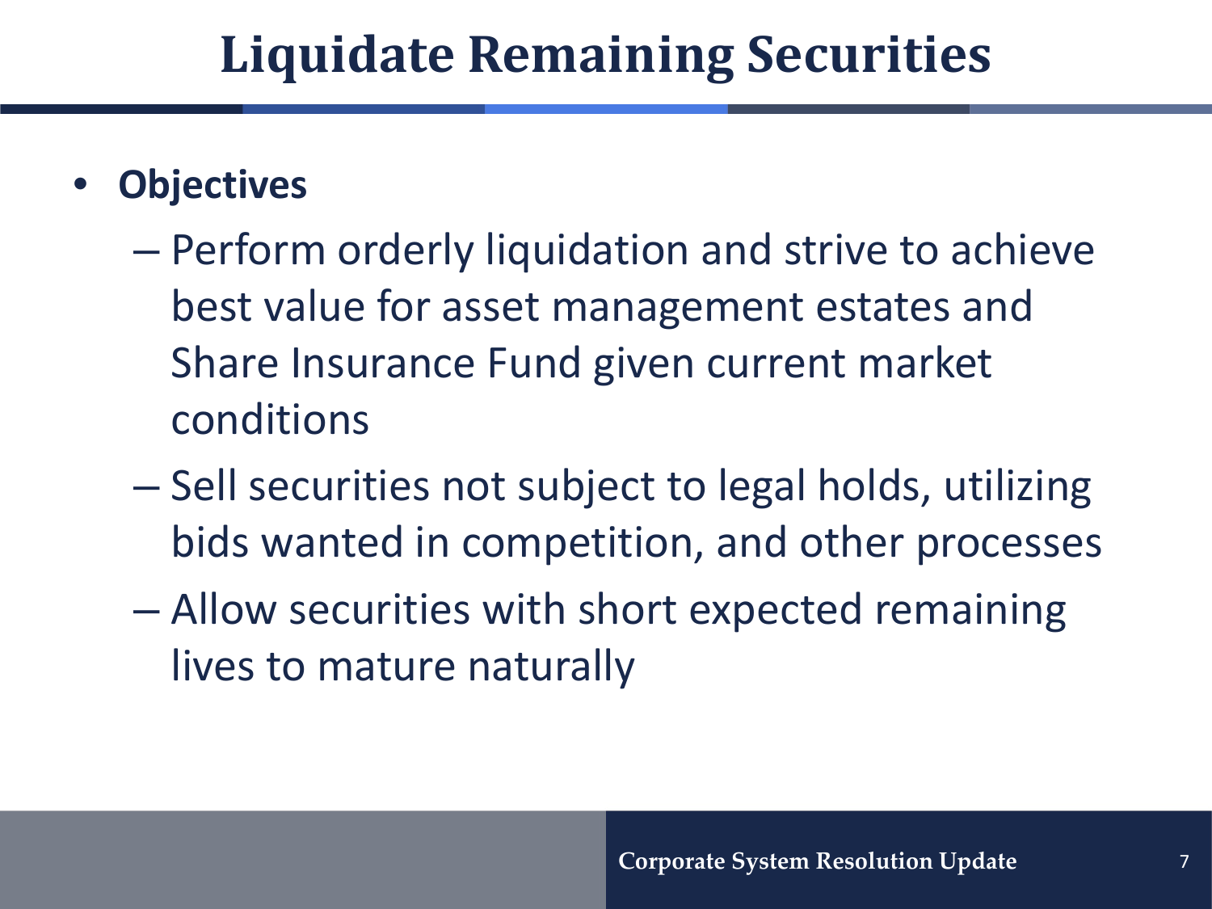# Liquidate Remaining Securities

- **Objectives**
  - Perform orderly liquidation and strive to achieve best value for asset management estates and Share Insurance Fund given current market conditions
  - Sell securities not subject to legal holds, utilizing bids wanted in competition, and other processes
  - Allow securities with short expected remaining lives to mature naturally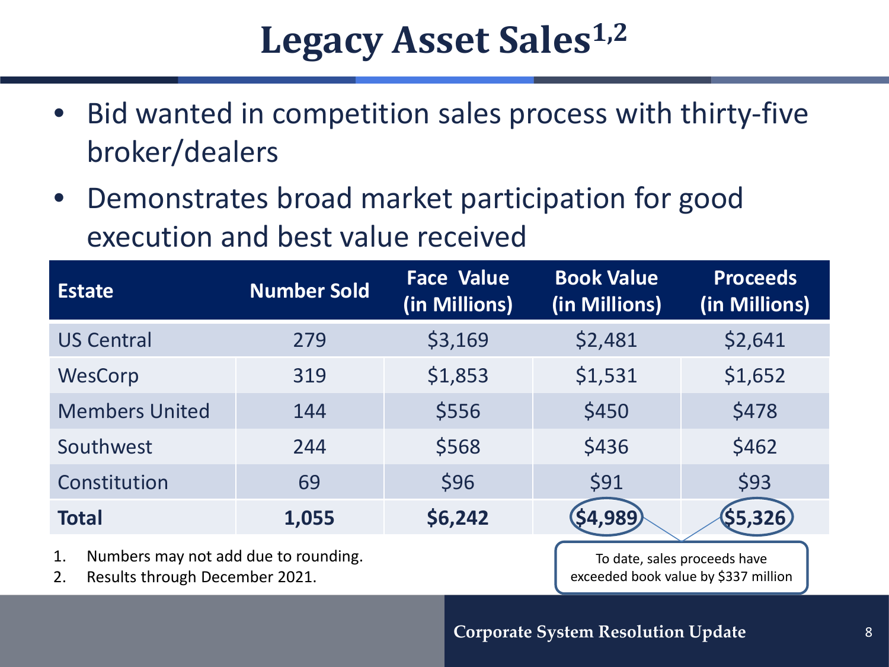# Legacy Asset Sales[1,2]

- Bid wanted in competition sales process with thirty-five broker/dealers
- Demonstrates broad market participation for good execution and best value received

| Estate | Number Sold | Face Value (in Millions) | Book Value (in Millions) | Proceeds (in Millions) |
|---|---|---|---|---|
| US Central | 279 | $3,169 | $2,481 | $2,641 |
| WesCorp | 319 | $1,853 | $1,531 | $1,652 |
| Members United | 144 | $556 | $450 | $478 |
| Southwest | 244 | $568 | $436 | $462 |
| Constitution | 69 | $96 | $91 | $93 |
| **Total** | **1,055** | **$6,242** | **$4,989** | **$5,326** |

To date, sales proceeds have exceeded book value by $337 million

1. Numbers may not add due to rounding.
2. Results through December 2021.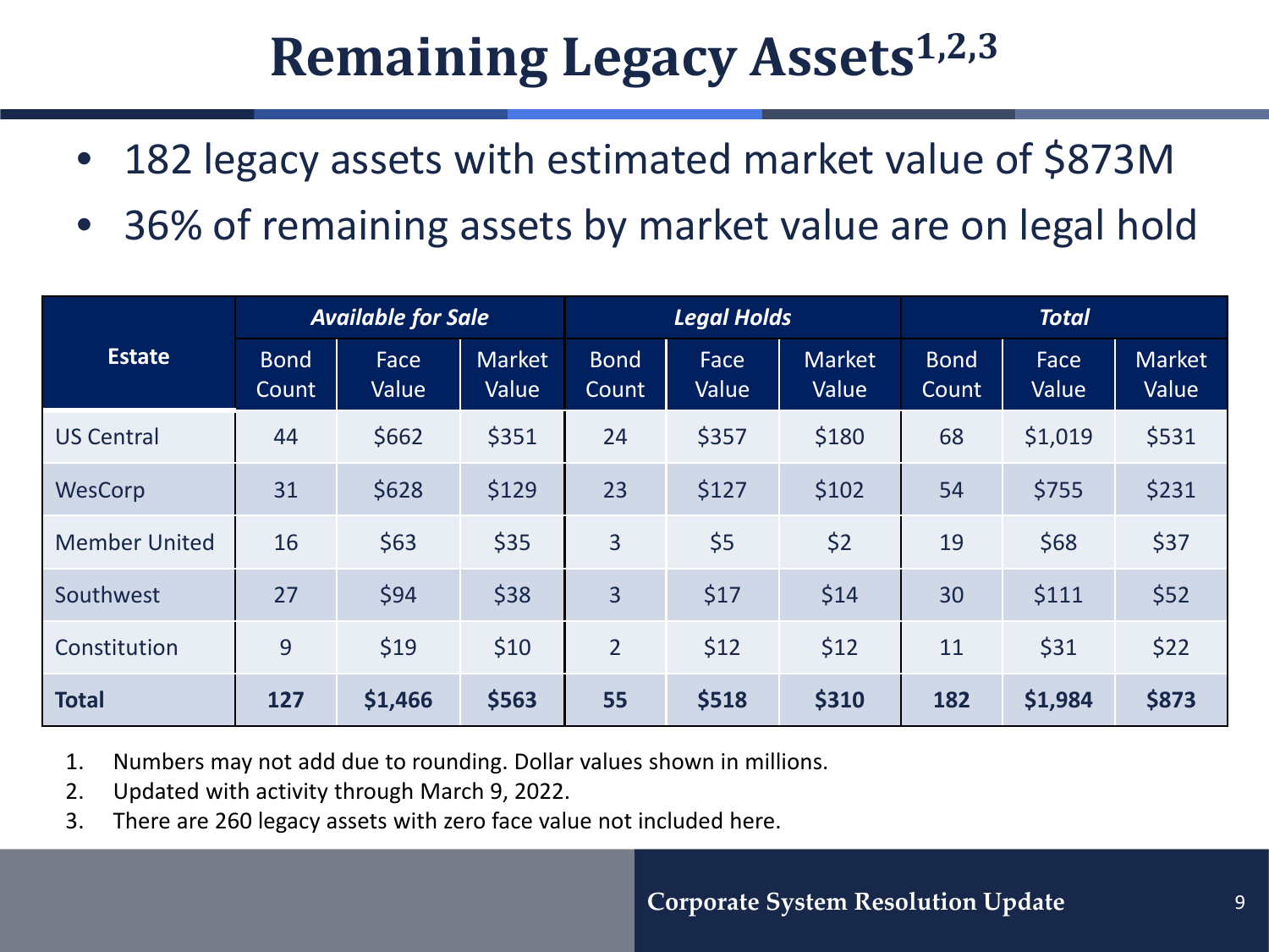# Remaining Legacy Assets[1,2,3]

- 182 legacy assets with estimated market value of $873M
- 36% of remaining assets by market value are on legal hold

| Estate | ***Available for Sale*** | | | ***Legal Holds*** | | | ***Total*** | | |
|---|---|---|---|---|---|---|---|---|---|
| | Bond Count | Face Value | Market Value | Bond Count | Face Value | Market Value | Bond Count | Face Value | Market Value |
| US Central | 44 | $662 | $351 | 24 | $357 | $180 | 68 | $1,019 | $531 |
| WesCorp | 31 | $628 | $129 | 23 | $127 | $102 | 54 | $755 | $231 |
| Member United | 16 | $63 | $35 | 3 | $5 | $2 | 19 | $68 | $37 |
| Southwest | 27 | $94 | $38 | 3 | $17 | $14 | 30 | $111 | $52 |
| Constitution | 9 | $19 | $10 | 2 | $12 | $12 | 11 | $31 | $22 |
| **Total** | **127** | **$1,466** | **$563** | **55** | **$518** | **$310** | **182** | **$1,984** | **$873** |

1. Numbers may not add due to rounding. Dollar values shown in millions.
2. Updated with activity through March 9, 2022.
3. There are 260 legacy assets with zero face value not included here.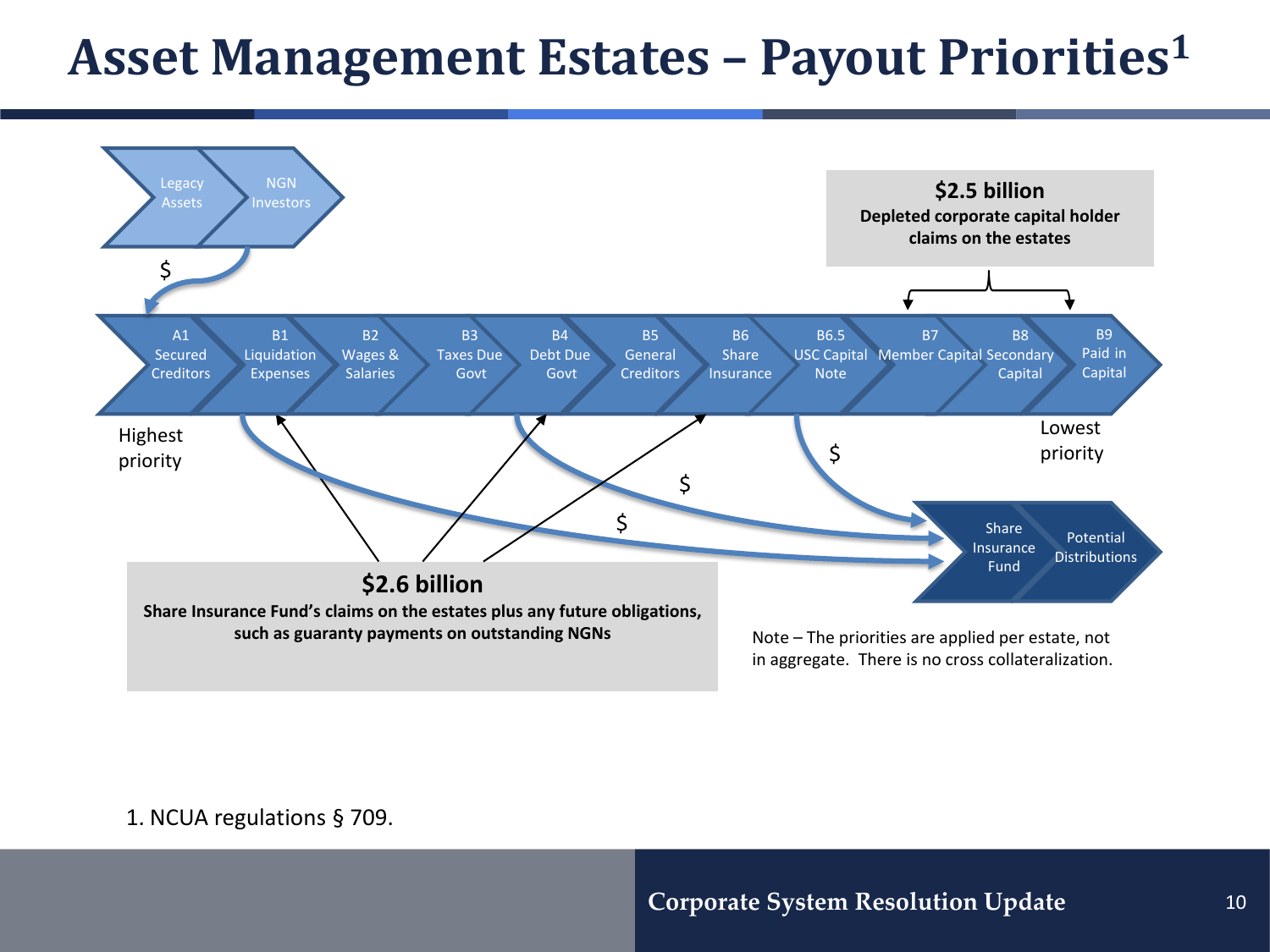# Asset Management Estates – Payout Priorities[1]

Legacy Assets → NGN Investors → $ → A1

| A1 | B1 | B2 | B3 | B4 | B5 | B6 | B6.5 | B7 | B8 | B9 |
|---|---|---|---|---|---|---|---|---|---|---|
| Secured Creditors | Liquidation Expenses | Wages & Salaries | Taxes Due Govt | Debt Due Govt | General Creditors | Share Insurance | USC Capital Note | Member Capital | Secondary Capital | Paid in Capital |

Highest priority → Lowest priority

**$2.5 billion**
**Depleted corporate capital holder claims on the estates**

**$2.6 billion**
**Share Insurance Fund's claims on the estates plus any future obligations, such as guaranty payments on outstanding NGNs**

$ → Share Insurance Fund → Potential Distributions

Note – The priorities are applied per estate, not in aggregate. There is no cross collateralization.

1. NCUA regulations § 709.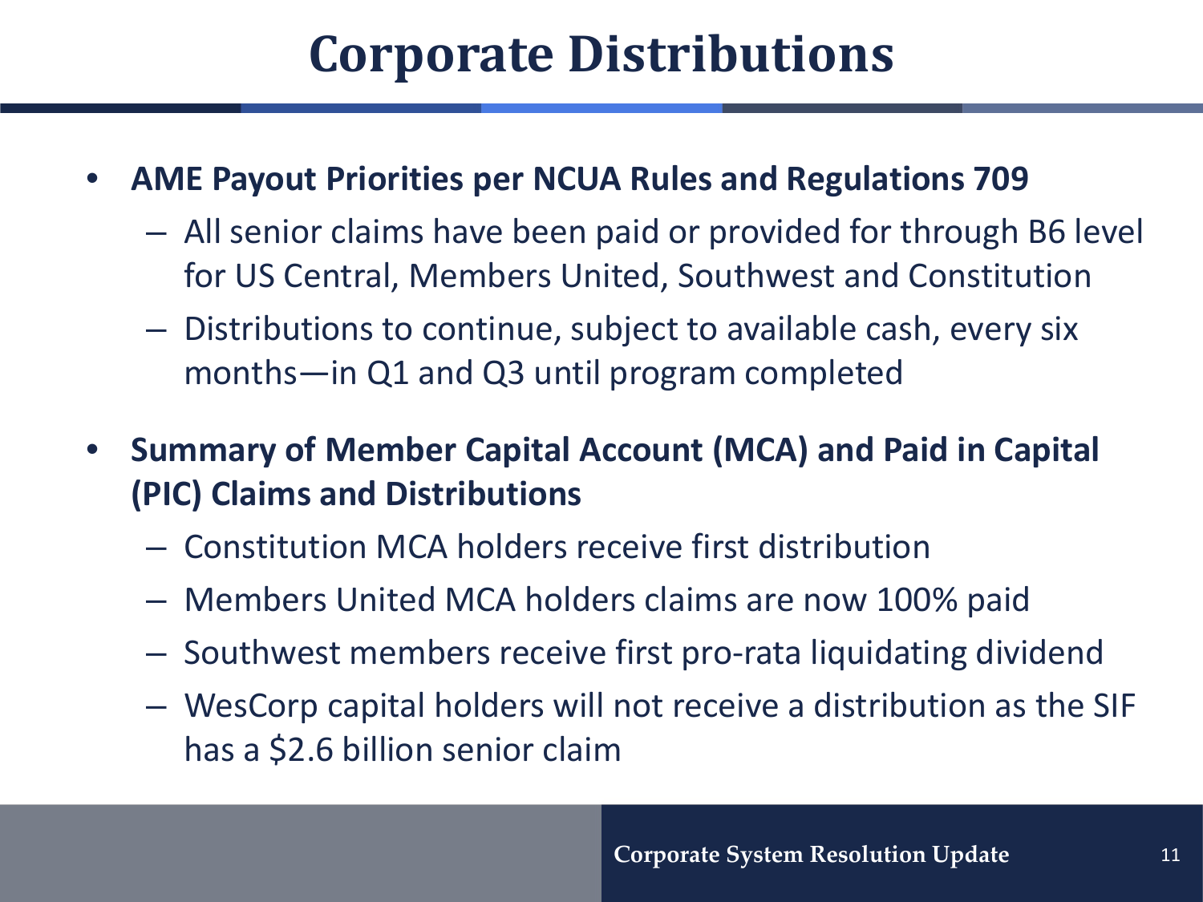# Corporate Distributions

- **AME Payout Priorities per NCUA Rules and Regulations 709**
  - All senior claims have been paid or provided for through B6 level for US Central, Members United, Southwest and Constitution
  - Distributions to continue, subject to available cash, every six months—in Q1 and Q3 until program completed
- **Summary of Member Capital Account (MCA) and Paid in Capital (PIC) Claims and Distributions**
  - Constitution MCA holders receive first distribution
  - Members United MCA holders claims are now 100% paid
  - Southwest members receive first pro-rata liquidating dividend
  - WesCorp capital holders will not receive a distribution as the SIF has a $2.6 billion senior claim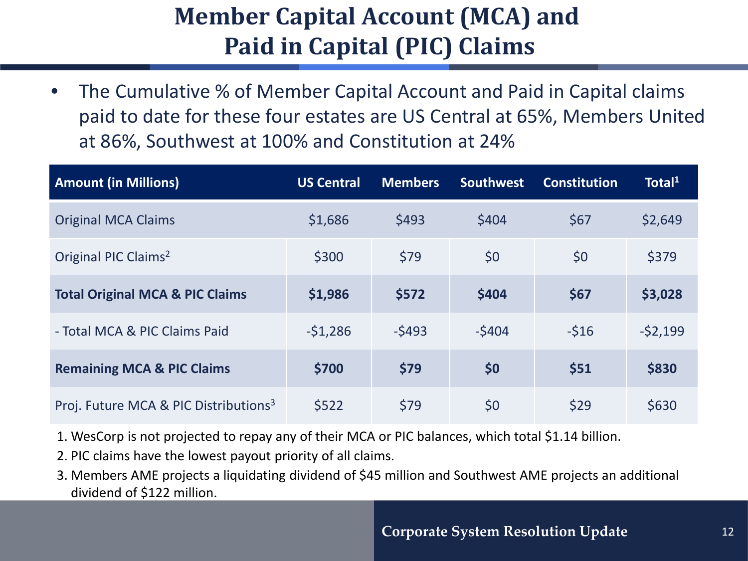# Member Capital Account (MCA) and Paid in Capital (PIC) Claims

- The Cumulative % of Member Capital Account and Paid in Capital claims paid to date for these four estates are US Central at 65%, Members United at 86%, Southwest at 100% and Constitution at 24%

| Amount (in Millions) | US Central | Members | Southwest | Constitution | Total[1] |
|---|---|---|---|---|---|
| Original MCA Claims | $1,686 | $493 | $404 | $67 | $2,649 |
| Original PIC Claims[2] | $300 | $79 | $0 | $0 | $379 |
| **Total Original MCA & PIC Claims** | **$1,986** | **$572** | **$404** | **$67** | **$3,028** |
| - Total MCA & PIC Claims Paid | -$1,286 | -$493 | -$404 | -$16 | -$2,199 |
| **Remaining MCA & PIC Claims** | **$700** | **$79** | **$0** | **$51** | **$830** |
| Proj. Future MCA & PIC Distributions[3] | $522 | $79 | $0 | $29 | $630 |

1. WesCorp is not projected to repay any of their MCA or PIC balances, which total $1.14 billion.
2. PIC claims have the lowest payout priority of all claims.
3. Members AME projects a liquidating dividend of $45 million and Southwest AME projects an additional dividend of $122 million.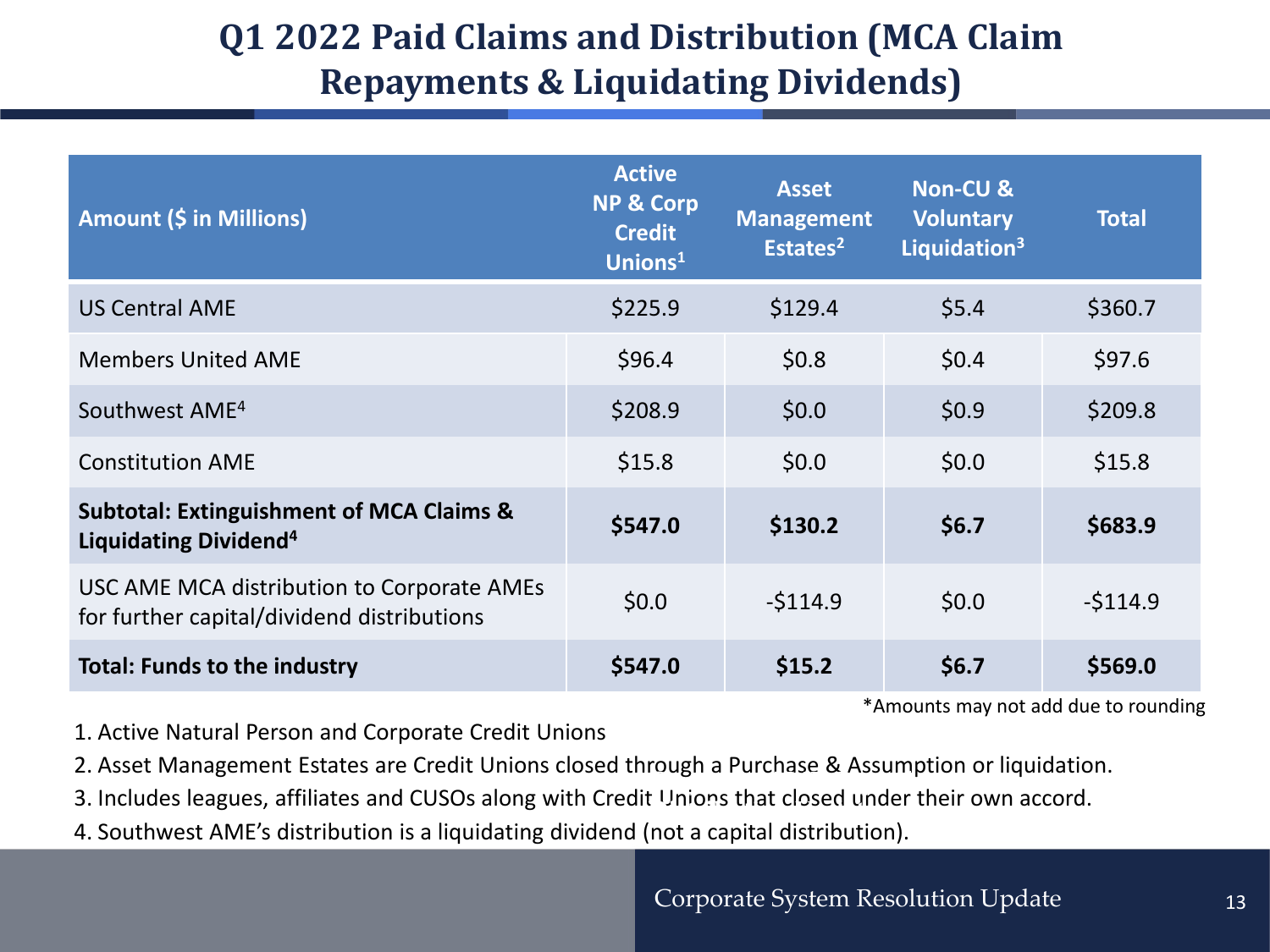# Q1 2022 Paid Claims and Distribution (MCA Claim Repayments & Liquidating Dividends)

| Amount ($ in Millions) | Active NP & Corp Credit Unions[1] | Asset Management Estates[2] | Non-CU & Voluntary Liquidation[3] | Total |
|---|---|---|---|---|
| US Central AME | $225.9 | $129.4 | $5.4 | $360.7 |
| Members United AME | $96.4 | $0.8 | $0.4 | $97.6 |
| Southwest AME[4] | $208.9 | $0.0 | $0.9 | $209.8 |
| Constitution AME | $15.8 | $0.0 | $0.0 | $15.8 |
| **Subtotal: Extinguishment of MCA Claims & Liquidating Dividend[4]** | **$547.0** | **$130.2** | **$6.7** | **$683.9** |
| USC AME MCA distribution to Corporate AMEs for further capital/dividend distributions | $0.0 | -$114.9 | $0.0 | -$114.9 |
| **Total: Funds to the industry** | **$547.0** | **$15.2** | **$6.7** | **$569.0** |

*Amounts may not add due to rounding

1. Active Natural Person and Corporate Credit Unions
2. Asset Management Estates are Credit Unions closed through a Purchase & Assumption or liquidation.
3. Includes leagues, affiliates and CUSOs along with Credit Unions that closed under their own accord.
4. Southwest AME's distribution is a liquidating dividend (not a capital distribution).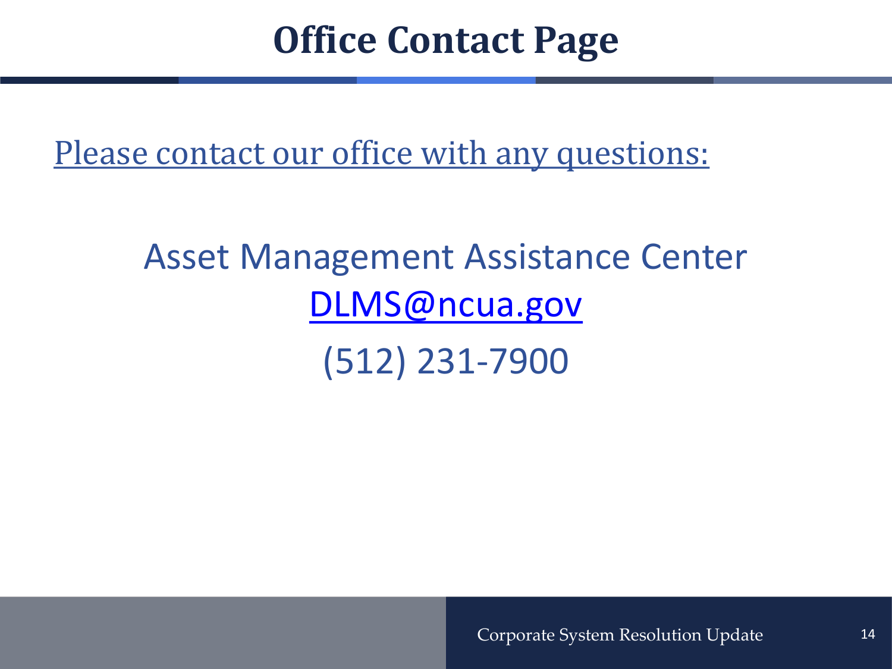# Office Contact Page

Please contact our office with any questions:

Asset Management Assistance Center

DLMS@ncua.gov

(512) 231-7900